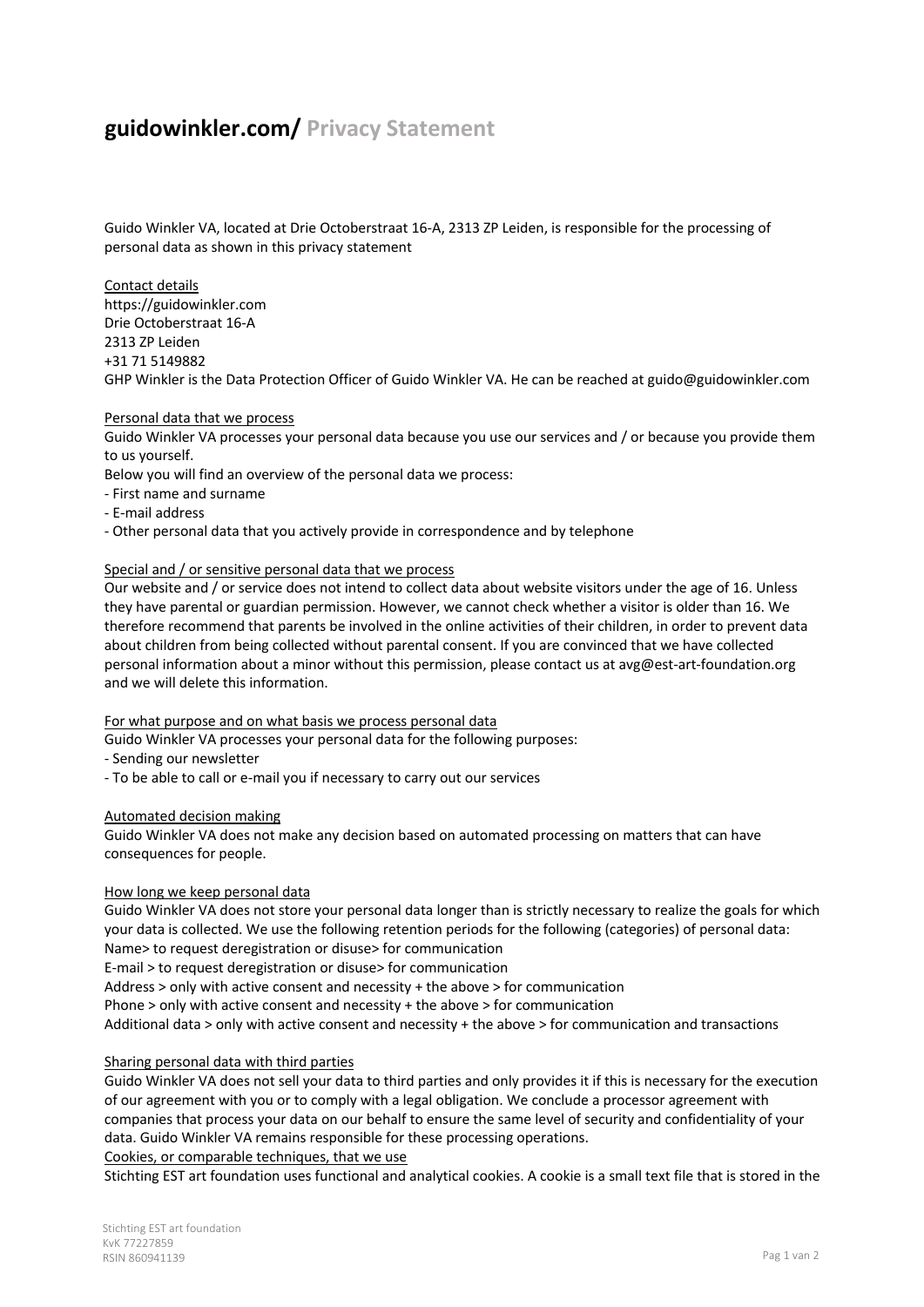# **guidowinkler.com/** Privacy Statement

Guido Winkler VA, located at Drie Octoberstraat 16-A, 2313 ZP Leiden, is responsible for the processing of personal data as shown in this privacy statement

Contact details
https://guidowinkler.com
Drie Octoberstraat 16-A
2313 ZP Leiden
+31 71 5149882
GHP Winkler is the Data Protection Officer of Guido Winkler VA. He can be reached at guido@guidowinkler.com

Personal data that we process
Guido Winkler VA processes your personal data because you use our services and / or because you provide them to us yourself.
Below you will find an overview of the personal data we process:
- First name and surname
- E-mail address
- Other personal data that you actively provide in correspondence and by telephone

Special and / or sensitive personal data that we process
Our website and / or service does not intend to collect data about website visitors under the age of 16. Unless they have parental or guardian permission. However, we cannot check whether a visitor is older than 16. We therefore recommend that parents be involved in the online activities of their children, in order to prevent data about children from being collected without parental consent. If you are convinced that we have collected personal information about a minor without this permission, please contact us at avg@est-art-foundation.org and we will delete this information.

For what purpose and on what basis we process personal data
Guido Winkler VA processes your personal data for the following purposes:
- Sending our newsletter
- To be able to call or e-mail you if necessary to carry out our services

Automated decision making
Guido Winkler VA does not make any decision based on automated processing on matters that can have consequences for people.

How long we keep personal data
Guido Winkler VA does not store your personal data longer than is strictly necessary to realize the goals for which your data is collected. We use the following retention periods for the following (categories) of personal data:
Name> to request deregistration or disuse> for communication
E-mail > to request deregistration or disuse> for communication
Address > only with active consent and necessity + the above > for communication
Phone > only with active consent and necessity + the above > for communication
Additional data > only with active consent and necessity + the above > for communication and transactions

Sharing personal data with third parties
Guido Winkler VA does not sell your data to third parties and only provides it if this is necessary for the execution of our agreement with you or to comply with a legal obligation. We conclude a processor agreement with companies that process your data on our behalf to ensure the same level of security and confidentiality of your data. Guido Winkler VA remains responsible for these processing operations.
Cookies, or comparable techniques, that we use
Stichting EST art foundation uses functional and analytical cookies. A cookie is a small text file that is stored in the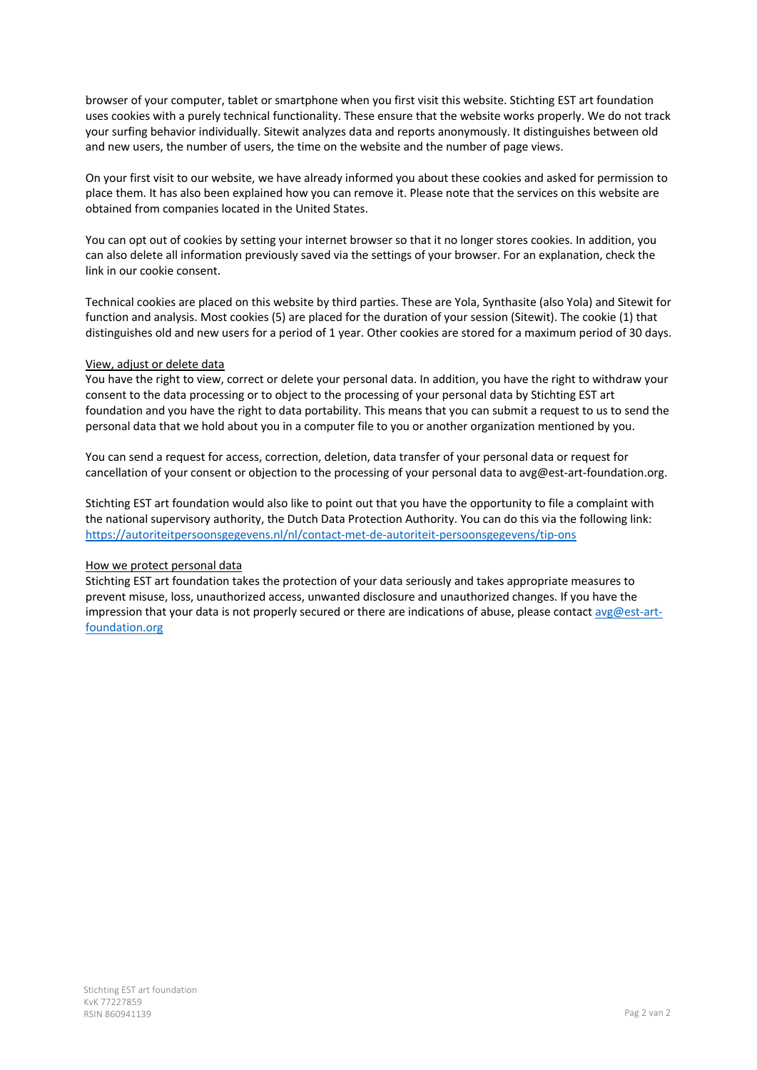browser of your computer, tablet or smartphone when you first visit this website. Stichting EST art foundation uses cookies with a purely technical functionality. These ensure that the website works properly. We do not track your surfing behavior individually. Sitewit analyzes data and reports anonymously. It distinguishes between old and new users, the number of users, the time on the website and the number of page views.

On your first visit to our website, we have already informed you about these cookies and asked for permission to place them. It has also been explained how you can remove it. Please note that the services on this website are obtained from companies located in the United States.

You can opt out of cookies by setting your internet browser so that it no longer stores cookies. In addition, you can also delete all information previously saved via the settings of your browser. For an explanation, check the link in our cookie consent.

Technical cookies are placed on this website by third parties. These are Yola, Synthasite (also Yola) and Sitewit for function and analysis. Most cookies (5) are placed for the duration of your session (Sitewit). The cookie (1) that distinguishes old and new users for a period of 1 year. Other cookies are stored for a maximum period of 30 days.

View, adjust or delete data

You have the right to view, correct or delete your personal data. In addition, you have the right to withdraw your consent to the data processing or to object to the processing of your personal data by Stichting EST art foundation and you have the right to data portability. This means that you can submit a request to us to send the personal data that we hold about you in a computer file to you or another organization mentioned by you.

You can send a request for access, correction, deletion, data transfer of your personal data or request for cancellation of your consent or objection to the processing of your personal data to avg@est-art-foundation.org.

Stichting EST art foundation would also like to point out that you have the opportunity to file a complaint with the national supervisory authority, the Dutch Data Protection Authority. You can do this via the following link: https://autoriteitpersoonsgegevens.nl/nl/contact-met-de-autoriteit-persoonsgegevens/tip-ons

How we protect personal data

Stichting EST art foundation takes the protection of your data seriously and takes appropriate measures to prevent misuse, loss, unauthorized access, unwanted disclosure and unauthorized changes. If you have the impression that your data is not properly secured or there are indications of abuse, please contact avg@est-art-foundation.org

Stichting EST art foundation
KvK 77227859
RSIN 860941139